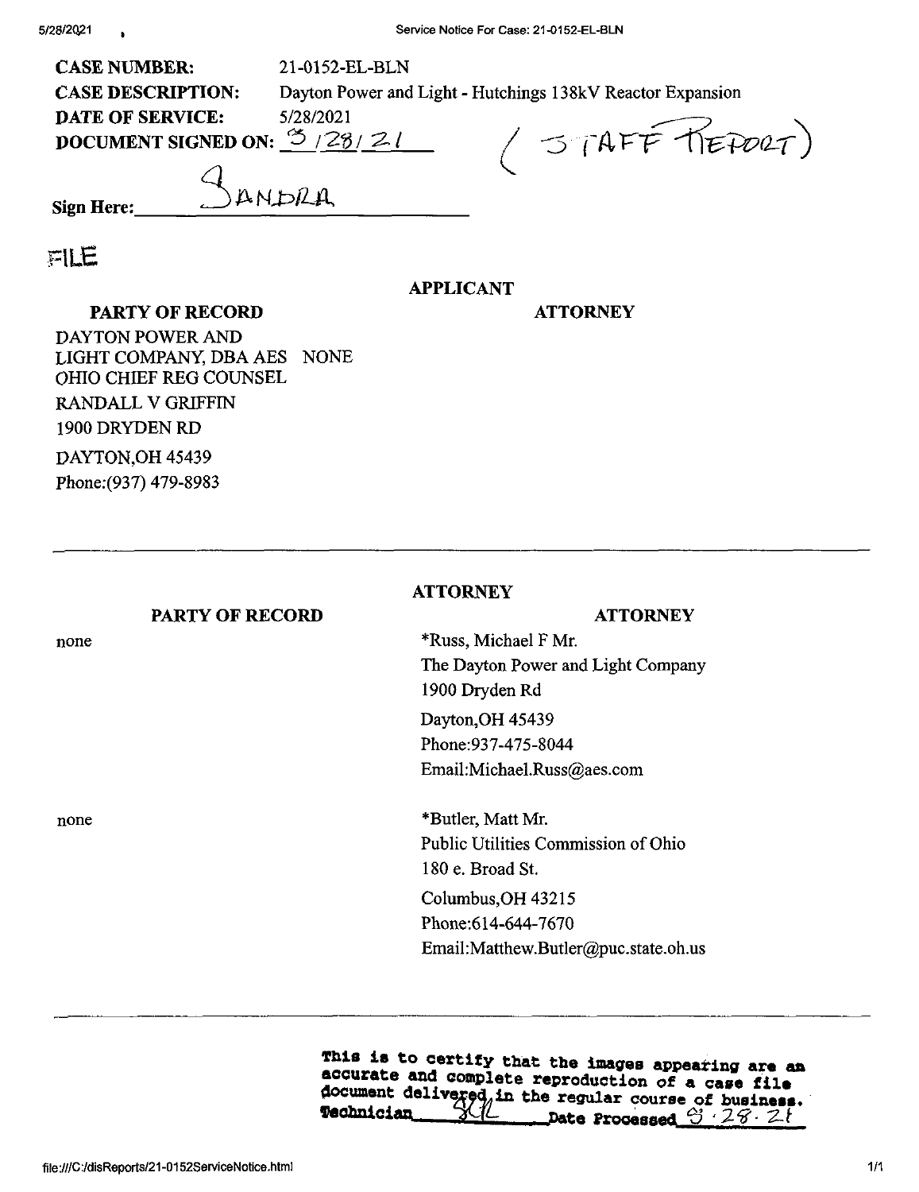**CASE NUMBER:** 21-0152-EL-BLN

**CASE DESCRIPTION:** Dayton Power and Light - Hutchings 138kV Reactor Expansion

**DATE OF SERVICE:** 5/28/2021

**DOCUMENT SIGNED ON:** 5/28/21 (STAFF REPORT)

**Sign Here:** SANDRA

FILE

**APPLICANT**

| PARTY OF RECORD | ATTORNEY |
| --- | --- |
| DAYTON POWER AND LIGHT COMPANY, DBA AES OHIO CHIEF REG COUNSEL<br>RANDALL V GRIFFIN<br>1900 DRYDEN RD<br>DAYTON,OH 45439<br>Phone:(937) 479-8983 | NONE |

---

**ATTORNEY**

| PARTY OF RECORD | ATTORNEY |
| --- | --- |
| none | *Russ, Michael F Mr.<br>The Dayton Power and Light Company<br>1900 Dryden Rd<br>Dayton,OH 45439<br>Phone:937-475-8044<br>Email:Michael.Russ@aes.com |
| none | *Butler, Matt Mr.<br>Public Utilities Commission of Ohio<br>180 e. Broad St.<br>Columbus,OH 43215<br>Phone:614-644-7670<br>Email:Matthew.Butler@puc.state.oh.us |

---

This is to certify that the images appearing are an accurate and complete reproduction of a case file document delivered in the regular course of business.
Technician SCL Date Processed 5.28.21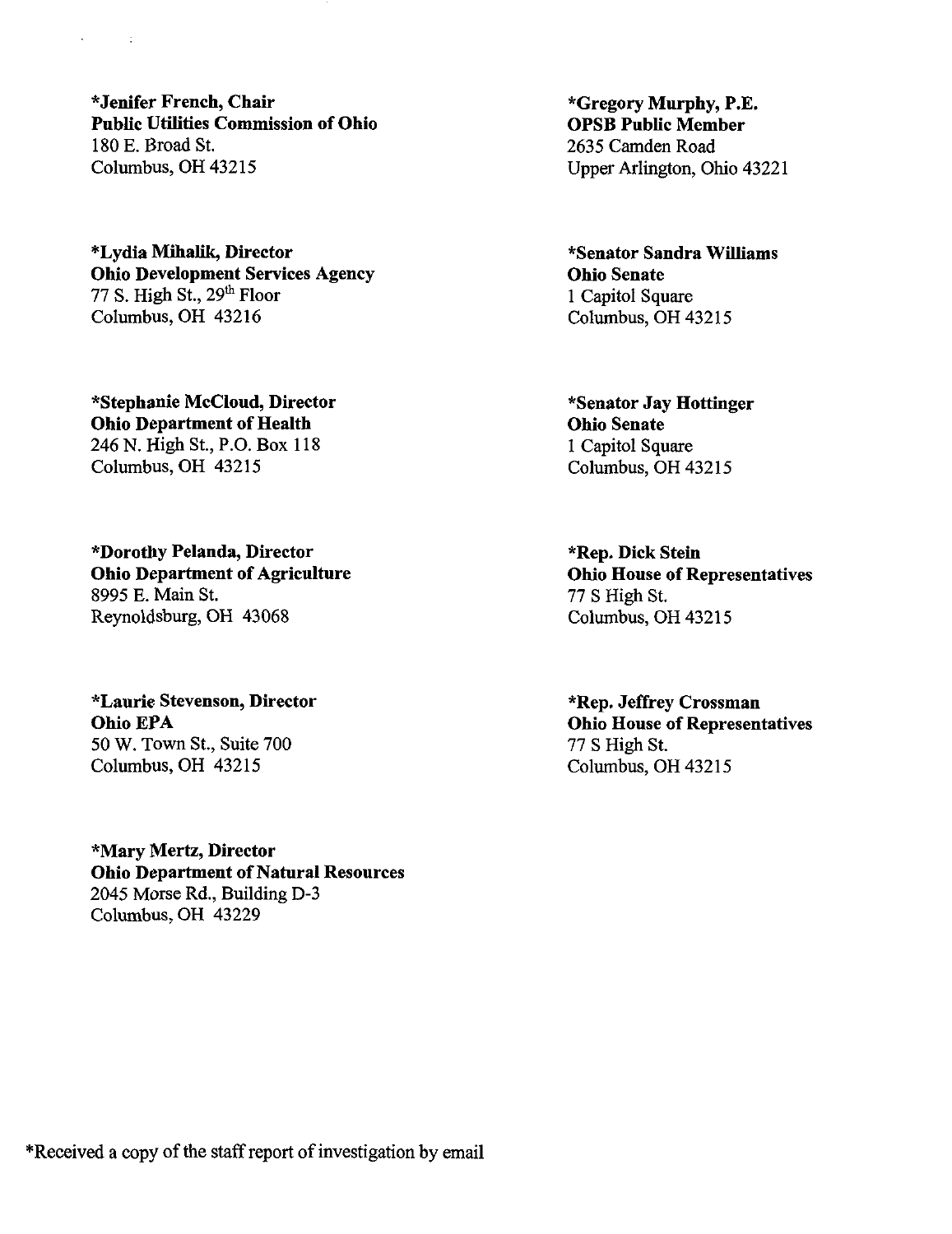**\*Jenifer French, Chair**
**Public Utilities Commission of Ohio**
180 E. Broad St.
Columbus, OH 43215

**\*Lydia Mihalik, Director**
**Ohio Development Services Agency**
77 S. High St., 29th Floor
Columbus, OH 43216

**\*Stephanie McCloud, Director**
**Ohio Department of Health**
246 N. High St., P.O. Box 118
Columbus, OH 43215

**\*Dorothy Pelanda, Director**
**Ohio Department of Agriculture**
8995 E. Main St.
Reynoldsburg, OH 43068

**\*Laurie Stevenson, Director**
**Ohio EPA**
50 W. Town St., Suite 700
Columbus, OH 43215

**\*Mary Mertz, Director**
**Ohio Department of Natural Resources**
2045 Morse Rd., Building D-3
Columbus, OH 43229

**\*Gregory Murphy, P.E.**
**OPSB Public Member**
2635 Camden Road
Upper Arlington, Ohio 43221

**\*Senator Sandra Williams**
**Ohio Senate**
1 Capitol Square
Columbus, OH 43215

**\*Senator Jay Hottinger**
**Ohio Senate**
1 Capitol Square
Columbus, OH 43215

**\*Rep. Dick Stein**
**Ohio House of Representatives**
77 S High St.
Columbus, OH 43215

**\*Rep. Jeffrey Crossman**
**Ohio House of Representatives**
77 S High St.
Columbus, OH 43215

\*Received a copy of the staff report of investigation by email